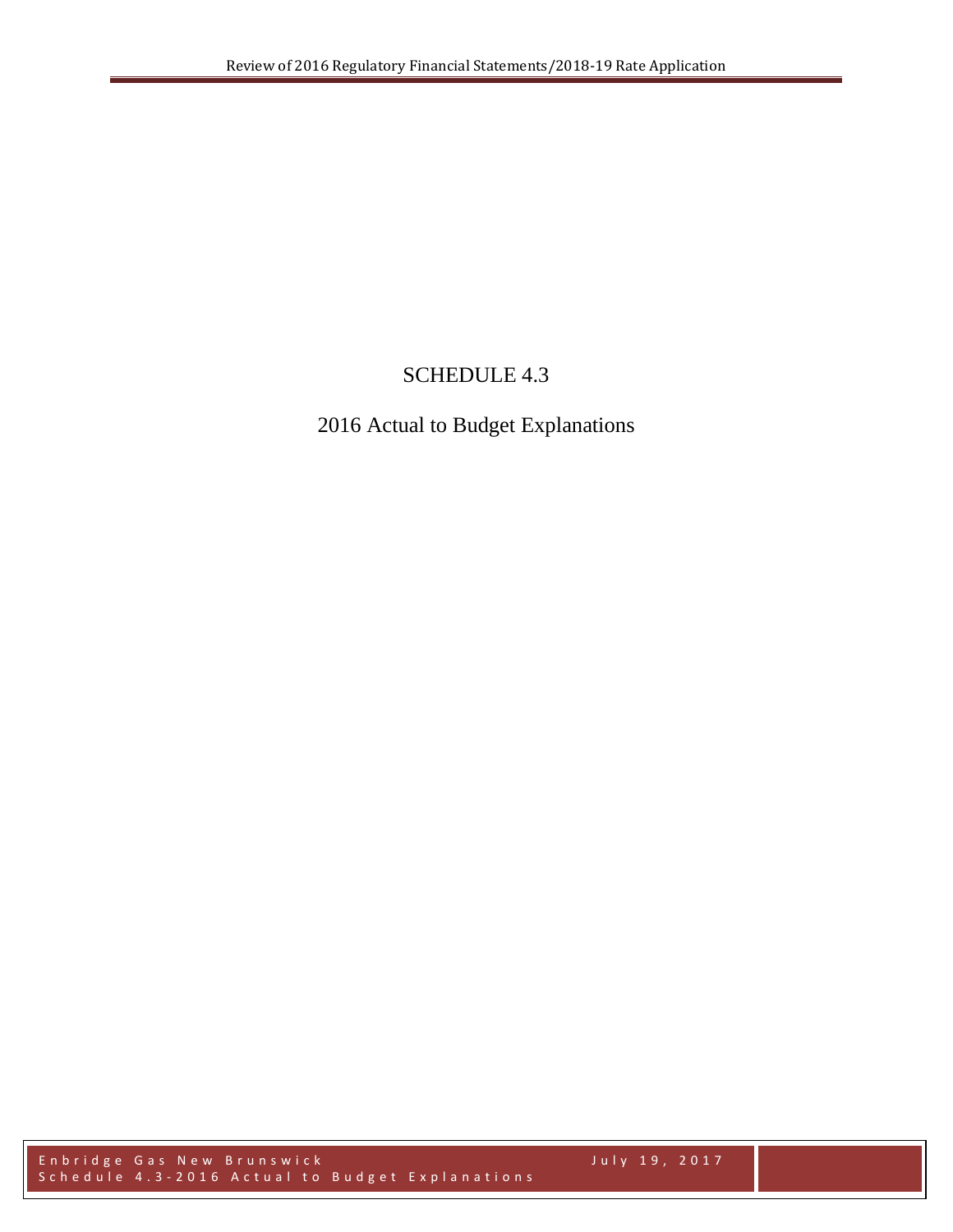# SCHEDULE 4.3

## 2016 Actual to Budget Explanations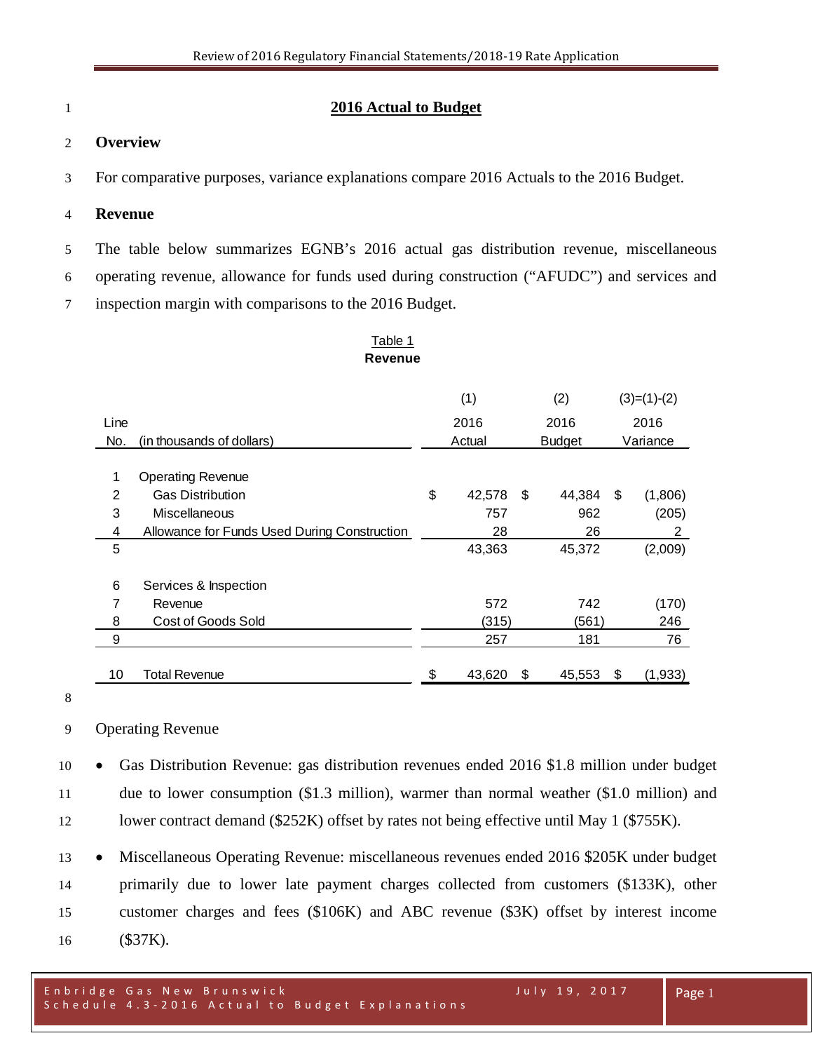# 2016 Actual to Budget

## Overview

For comparative purposes, variance explanations compare 2016 Actuals to the 2016 Budget.

## Revenue

The table below summarizes EGNB's 2016 actual gas distribution revenue, miscellaneous operating revenue, allowance for funds used during construction ("AFUDC") and services and inspection margin with comparisons to the 2016 Budget.

Table 1
**Revenue**

| Line No. | (in thousands of dollars) | (1) 2016 Actual | (2) 2016 Budget | (3)=(1)-(2) 2016 Variance |
|---|---|---|---|---|
| 1 | Operating Revenue | | | |
| 2 | Gas Distribution | $ 42,578 | $ 44,384 | $ (1,806) |
| 3 | Miscellaneous | 757 | 962 | (205) |
| 4 | Allowance for Funds Used During Construction | 28 | 26 | 2 |
| 5 | | 43,363 | 45,372 | (2,009) |
| 6 | Services & Inspection | | | |
| 7 | Revenue | 572 | 742 | (170) |
| 8 | Cost of Goods Sold | (315) | (561) | 246 |
| 9 | | 257 | 181 | 76 |
| 10 | Total Revenue | $ 43,620 | $ 45,553 | $ (1,933) |

Operating Revenue

- Gas Distribution Revenue: gas distribution revenues ended 2016 $1.8 million under budget due to lower consumption ($1.3 million), warmer than normal weather ($1.0 million) and lower contract demand ($252K) offset by rates not being effective until May 1 ($755K).
- Miscellaneous Operating Revenue: miscellaneous revenues ended 2016 $205K under budget primarily due to lower late payment charges collected from customers ($133K), other customer charges and fees ($106K) and ABC revenue ($3K) offset by interest income ($37K).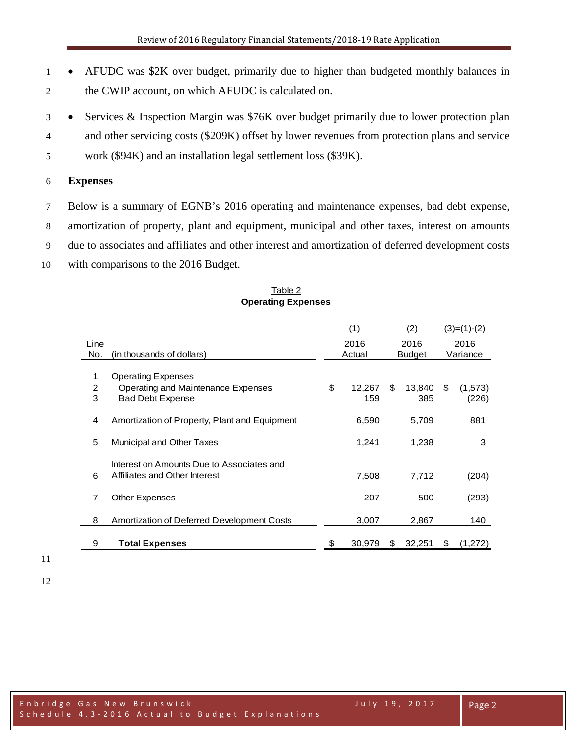- AFUDC was $2K over budget, primarily due to higher than budgeted monthly balances in the CWIP account, on which AFUDC is calculated on.
- Services & Inspection Margin was $76K over budget primarily due to lower protection plan and other servicing costs ($209K) offset by lower revenues from protection plans and service work ($94K) and an installation legal settlement loss ($39K).

**Expenses**

Below is a summary of EGNB's 2016 operating and maintenance expenses, bad debt expense, amortization of property, plant and equipment, municipal and other taxes, interest on amounts due to associates and affiliates and other interest and amortization of deferred development costs with comparisons to the 2016 Budget.

Table 2
**Operating Expenses**

| Line No. | (in thousands of dollars) | (1) 2016 Actual | (2) 2016 Budget | (3)=(1)-(2) 2016 Variance |
|---|---|---|---|---|
| 1 | Operating Expenses | | | |
| 2 | Operating and Maintenance Expenses | $ 12,267 | $ 13,840 | $ (1,573) |
| 3 | Bad Debt Expense | 159 | 385 | (226) |
| 4 | Amortization of Property, Plant and Equipment | 6,590 | 5,709 | 881 |
| 5 | Municipal and Other Taxes | 1,241 | 1,238 | 3 |
| 6 | Interest on Amounts Due to Associates and Affiliates and Other Interest | 7,508 | 7,712 | (204) |
| 7 | Other Expenses | 207 | 500 | (293) |
| 8 | Amortization of Deferred Development Costs | 3,007 | 2,867 | 140 |
| 9 | **Total Expenses** | $ 30,979 | $ 32,251 | $ (1,272) |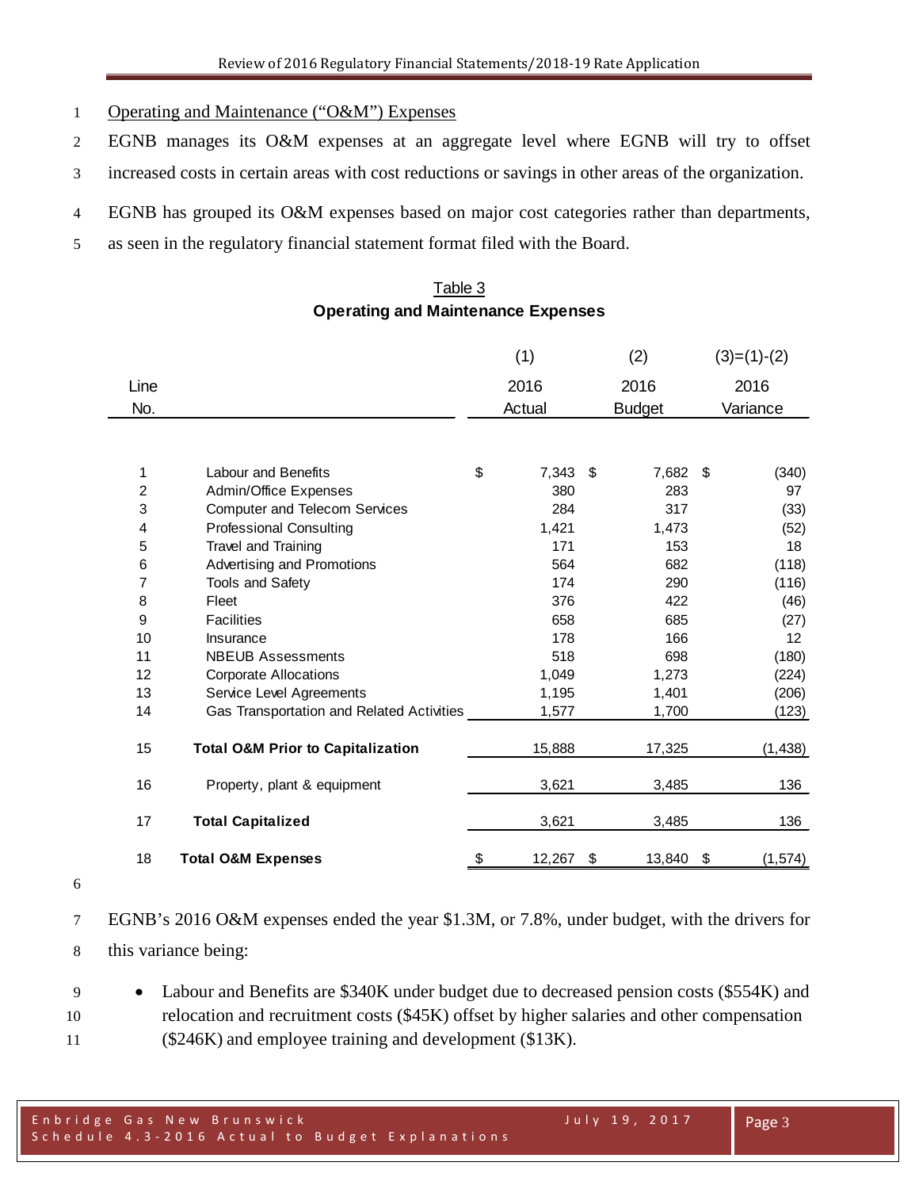Operating and Maintenance ("O&M") Expenses

EGNB manages its O&M expenses at an aggregate level where EGNB will try to offset increased costs in certain areas with cost reductions or savings in other areas of the organization.

EGNB has grouped its O&M expenses based on major cost categories rather than departments, as seen in the regulatory financial statement format filed with the Board.

Table 3
**Operating and Maintenance Expenses**

| Line No. | | (1) 2016 Actual | (2) 2016 Budget | (3)=(1)-(2) 2016 Variance |
|---|---|---|---|---|
| 1 | Labour and Benefits | $ 7,343 | $ 7,682 | $ (340) |
| 2 | Admin/Office Expenses | 380 | 283 | 97 |
| 3 | Computer and Telecom Services | 284 | 317 | (33) |
| 4 | Professional Consulting | 1,421 | 1,473 | (52) |
| 5 | Travel and Training | 171 | 153 | 18 |
| 6 | Advertising and Promotions | 564 | 682 | (118) |
| 7 | Tools and Safety | 174 | 290 | (116) |
| 8 | Fleet | 376 | 422 | (46) |
| 9 | Facilities | 658 | 685 | (27) |
| 10 | Insurance | 178 | 166 | 12 |
| 11 | NBEUB Assessments | 518 | 698 | (180) |
| 12 | Corporate Allocations | 1,049 | 1,273 | (224) |
| 13 | Service Level Agreements | 1,195 | 1,401 | (206) |
| 14 | Gas Transportation and Related Activities | 1,577 | 1,700 | (123) |
| 15 | **Total O&M Prior to Capitalization** | 15,888 | 17,325 | (1,438) |
| 16 | Property, plant & equipment | 3,621 | 3,485 | 136 |
| 17 | **Total Capitalized** | 3,621 | 3,485 | 136 |
| 18 | **Total O&M Expenses** | $ 12,267 | $ 13,840 | $ (1,574) |

EGNB's 2016 O&M expenses ended the year $1.3M, or 7.8%, under budget, with the drivers for this variance being:

- Labour and Benefits are $340K under budget due to decreased pension costs ($554K) and relocation and recruitment costs ($45K) offset by higher salaries and other compensation ($246K) and employee training and development ($13K).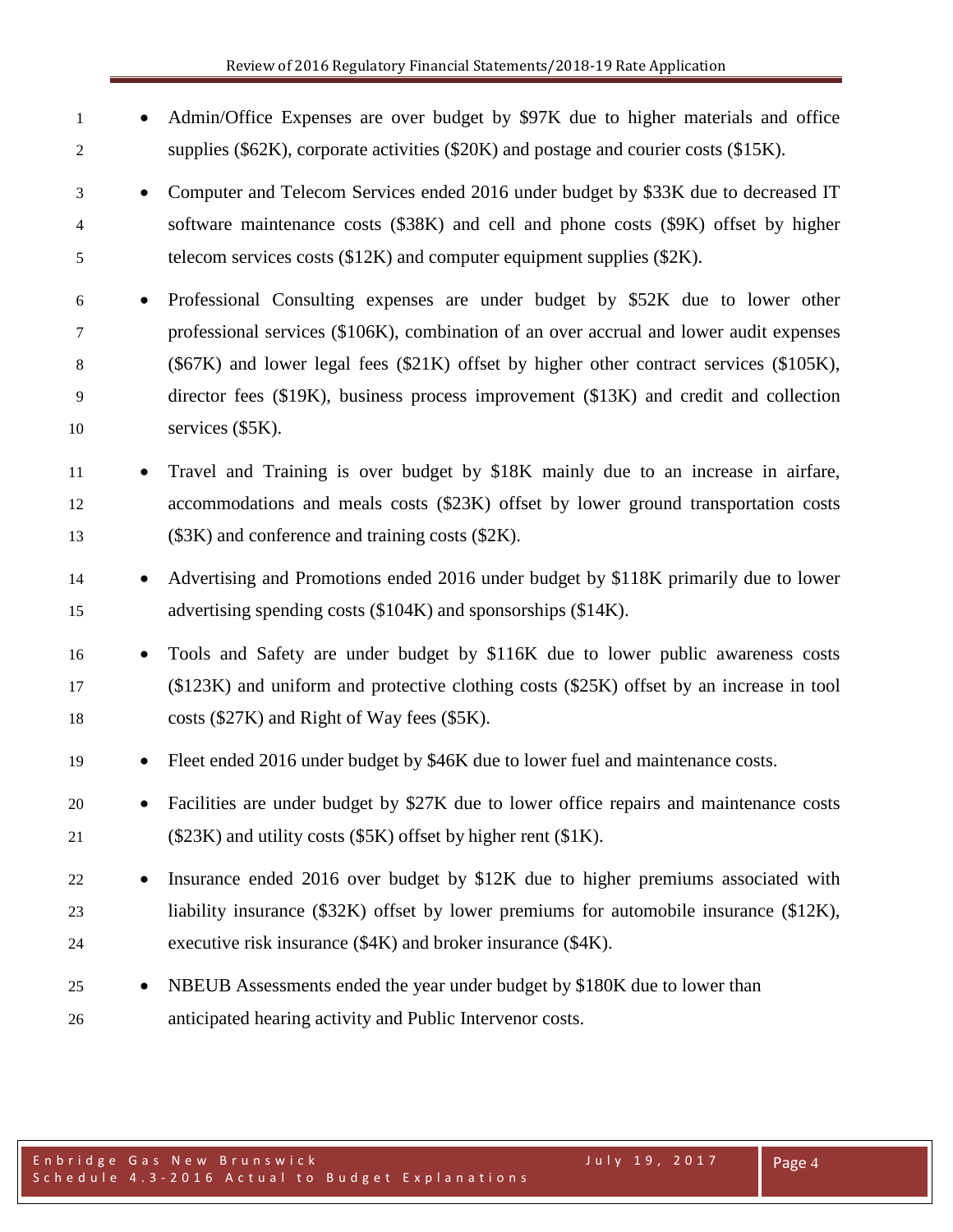- Admin/Office Expenses are over budget by $97K due to higher materials and office supplies ($62K), corporate activities ($20K) and postage and courier costs ($15K).
- Computer and Telecom Services ended 2016 under budget by $33K due to decreased IT software maintenance costs ($38K) and cell and phone costs ($9K) offset by higher telecom services costs ($12K) and computer equipment supplies ($2K).
- Professional Consulting expenses are under budget by $52K due to lower other professional services ($106K), combination of an over accrual and lower audit expenses ($67K) and lower legal fees ($21K) offset by higher other contract services ($105K), director fees ($19K), business process improvement ($13K) and credit and collection services ($5K).
- Travel and Training is over budget by $18K mainly due to an increase in airfare, accommodations and meals costs ($23K) offset by lower ground transportation costs ($3K) and conference and training costs ($2K).
- Advertising and Promotions ended 2016 under budget by $118K primarily due to lower advertising spending costs ($104K) and sponsorships ($14K).
- Tools and Safety are under budget by $116K due to lower public awareness costs ($123K) and uniform and protective clothing costs ($25K) offset by an increase in tool costs ($27K) and Right of Way fees ($5K).
- Fleet ended 2016 under budget by $46K due to lower fuel and maintenance costs.
- Facilities are under budget by $27K due to lower office repairs and maintenance costs ($23K) and utility costs ($5K) offset by higher rent ($1K).
- Insurance ended 2016 over budget by $12K due to higher premiums associated with liability insurance ($32K) offset by lower premiums for automobile insurance ($12K), executive risk insurance ($4K) and broker insurance ($4K).
- NBEUB Assessments ended the year under budget by $180K due to lower than anticipated hearing activity and Public Intervenor costs.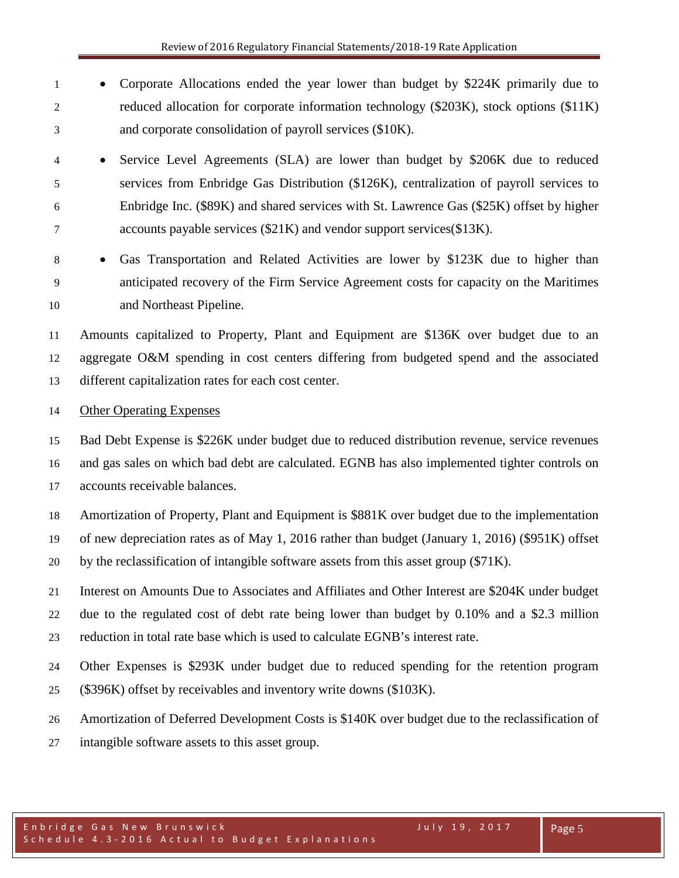- Corporate Allocations ended the year lower than budget by $224K primarily due to reduced allocation for corporate information technology ($203K), stock options ($11K) and corporate consolidation of payroll services ($10K).
- Service Level Agreements (SLA) are lower than budget by $206K due to reduced services from Enbridge Gas Distribution ($126K), centralization of payroll services to Enbridge Inc. ($89K) and shared services with St. Lawrence Gas ($25K) offset by higher accounts payable services ($21K) and vendor support services($13K).
- Gas Transportation and Related Activities are lower by $123K due to higher than anticipated recovery of the Firm Service Agreement costs for capacity on the Maritimes and Northeast Pipeline.

Amounts capitalized to Property, Plant and Equipment are $136K over budget due to an aggregate O&M spending in cost centers differing from budgeted spend and the associated different capitalization rates for each cost center.

<u>Other Operating Expenses</u>

Bad Debt Expense is $226K under budget due to reduced distribution revenue, service revenues and gas sales on which bad debt are calculated. EGNB has also implemented tighter controls on accounts receivable balances.

Amortization of Property, Plant and Equipment is $881K over budget due to the implementation of new depreciation rates as of May 1, 2016 rather than budget (January 1, 2016) ($951K) offset by the reclassification of intangible software assets from this asset group ($71K).

Interest on Amounts Due to Associates and Affiliates and Other Interest are $204K under budget due to the regulated cost of debt rate being lower than budget by 0.10% and a $2.3 million reduction in total rate base which is used to calculate EGNB's interest rate.

Other Expenses is $293K under budget due to reduced spending for the retention program ($396K) offset by receivables and inventory write downs ($103K).

Amortization of Deferred Development Costs is $140K over budget due to the reclassification of intangible software assets to this asset group.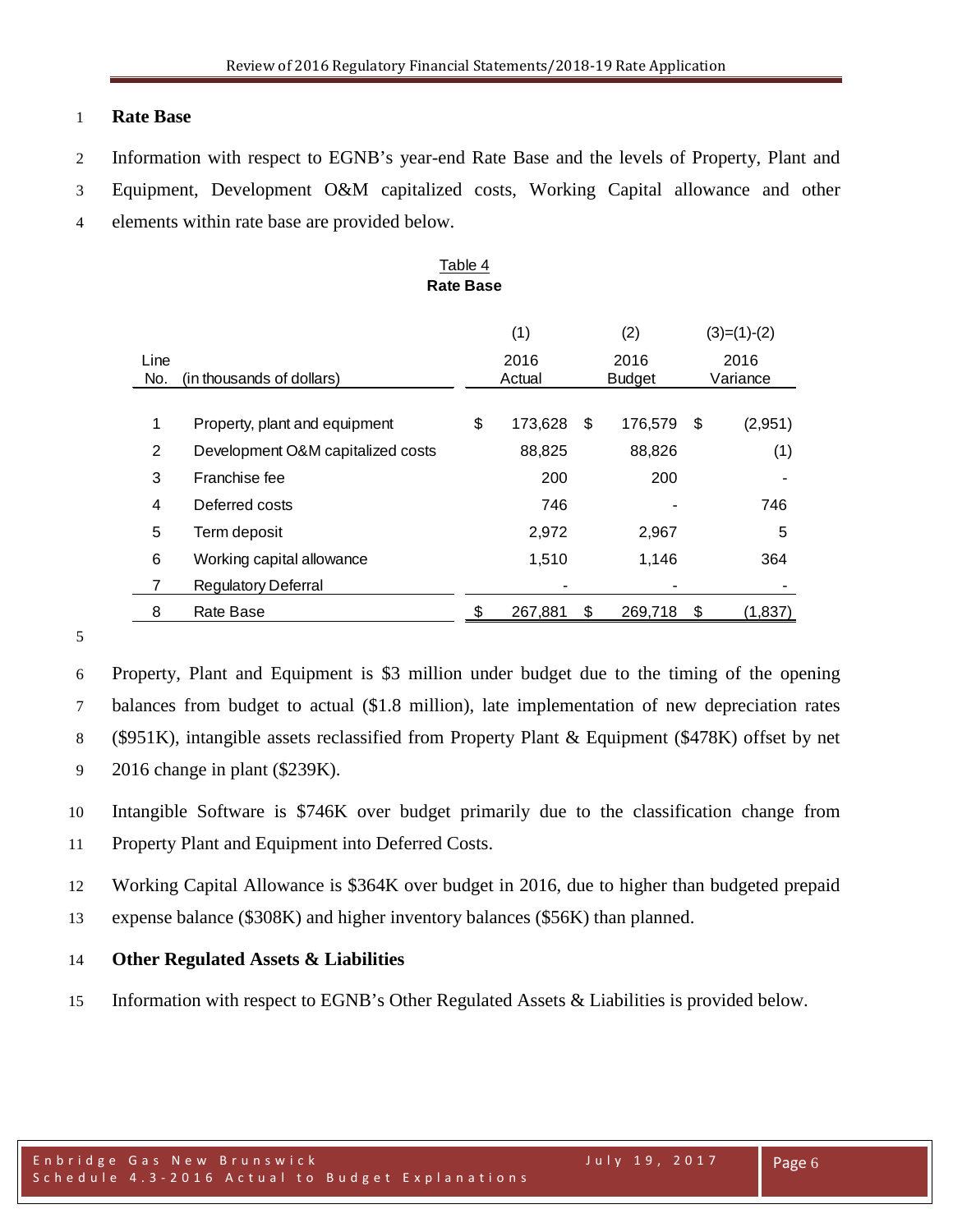## Rate Base

Information with respect to EGNB's year-end Rate Base and the levels of Property, Plant and Equipment, Development O&M capitalized costs, Working Capital allowance and other elements within rate base are provided below.

Table 4
**Rate Base**

| Line No. | (in thousands of dollars) | (1) 2016 Actual | (2) 2016 Budget | (3)=(1)-(2) 2016 Variance |
|---|---|---|---|---|
| 1 | Property, plant and equipment | $ 173,628 | $ 176,579 | $ (2,951) |
| 2 | Development O&M capitalized costs | 88,825 | 88,826 | (1) |
| 3 | Franchise fee | 200 | 200 | - |
| 4 | Deferred costs | 746 | - | 746 |
| 5 | Term deposit | 2,972 | 2,967 | 5 |
| 6 | Working capital allowance | 1,510 | 1,146 | 364 |
| 7 | Regulatory Deferral | - | - | - |
| 8 | Rate Base | $ 267,881 | $ 269,718 | $ (1,837) |

Property, Plant and Equipment is $3 million under budget due to the timing of the opening balances from budget to actual ($1.8 million), late implementation of new depreciation rates ($951K), intangible assets reclassified from Property Plant & Equipment ($478K) offset by net 2016 change in plant ($239K).

Intangible Software is $746K over budget primarily due to the classification change from Property Plant and Equipment into Deferred Costs.

Working Capital Allowance is $364K over budget in 2016, due to higher than budgeted prepaid expense balance ($308K) and higher inventory balances ($56K) than planned.

## Other Regulated Assets & Liabilities

Information with respect to EGNB's Other Regulated Assets & Liabilities is provided below.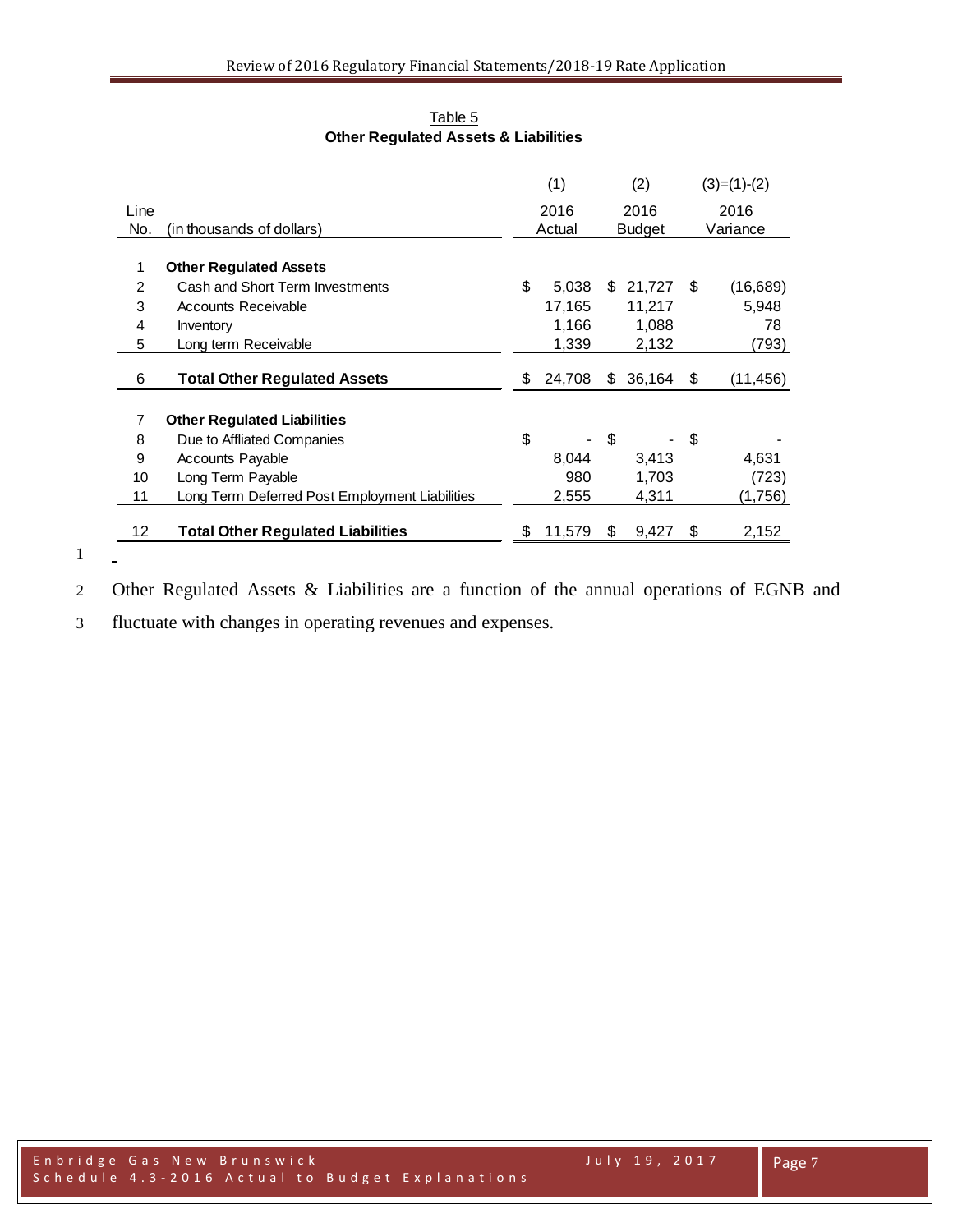Table 5

**Other Regulated Assets & Liabilities**

| Line No. | (in thousands of dollars) | (1) 2016 Actual | (2) 2016 Budget | (3)=(1)-(2) 2016 Variance |
|---|---|---|---|---|
| 1 | **Other Regulated Assets** | | | |
| 2 | Cash and Short Term Investments | $ 5,038 | $ 21,727 | $ (16,689) |
| 3 | Accounts Receivable | 17,165 | 11,217 | 5,948 |
| 4 | Inventory | 1,166 | 1,088 | 78 |
| 5 | Long term Receivable | 1,339 | 2,132 | (793) |
| 6 | **Total Other Regulated Assets** | $ 24,708 | $ 36,164 | $ (11,456) |
| 7 | **Other Regulated Liabilities** | | | |
| 8 | Due to Affliated Companies | $ - | $ - | $ - |
| 9 | Accounts Payable | 8,044 | 3,413 | 4,631 |
| 10 | Long Term Payable | 980 | 1,703 | (723) |
| 11 | Long Term Deferred Post Employment Liabilities | 2,555 | 4,311 | (1,756) |
| 12 | **Total Other Regulated Liabilities** | $ 11,579 | $ 9,427 | $ 2,152 |

Other Regulated Assets & Liabilities are a function of the annual operations of EGNB and fluctuate with changes in operating revenues and expenses.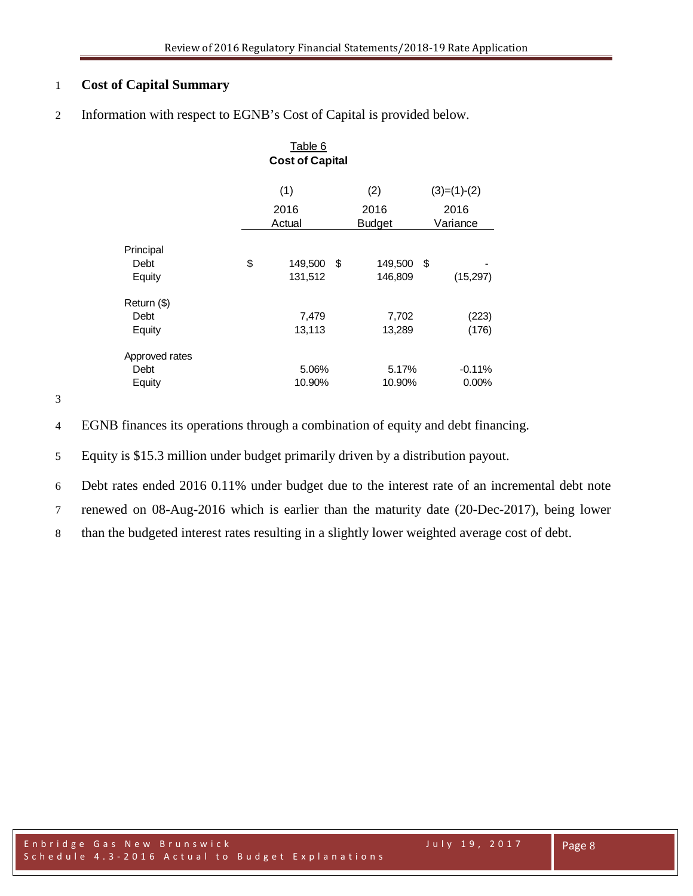## Cost of Capital Summary

Information with respect to EGNB's Cost of Capital is provided below.

Table 6
**Cost of Capital**

| | (1) 2016 Actual | (2) 2016 Budget | (3)=(1)-(2) 2016 Variance |
|---|---|---|---|
| **Principal** | | | |
| Debt | $ 149,500 | $ 149,500 | $ - |
| Equity | 131,512 | 146,809 | (15,297) |
| **Return ($)** | | | |
| Debt | 7,479 | 7,702 | (223) |
| Equity | 13,113 | 13,289 | (176) |
| **Approved rates** | | | |
| Debt | 5.06% | 5.17% | -0.11% |
| Equity | 10.90% | 10.90% | 0.00% |

EGNB finances its operations through a combination of equity and debt financing.

Equity is $15.3 million under budget primarily driven by a distribution payout.

Debt rates ended 2016 0.11% under budget due to the interest rate of an incremental debt note renewed on 08-Aug-2016 which is earlier than the maturity date (20-Dec-2017), being lower than the budgeted interest rates resulting in a slightly lower weighted average cost of debt.